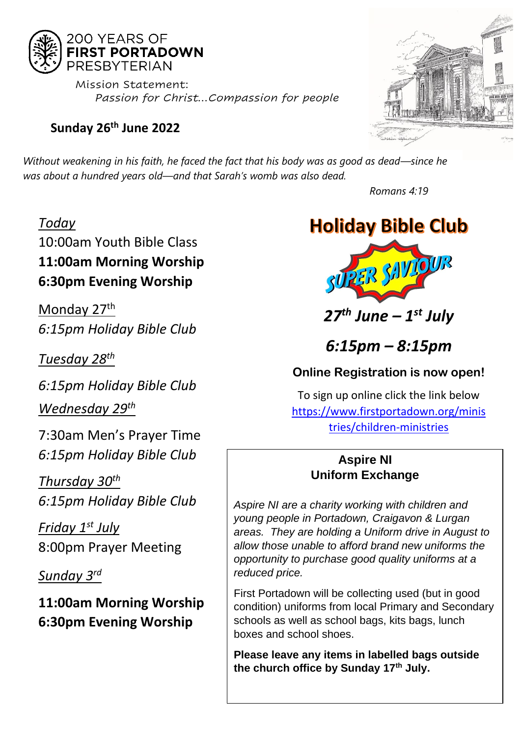200 YEARS OF
**FIRST PORTADOWN**
PRESBYTERIAN

Mission Statement:
*Passion for Christ…Compassion for people*

**Sunday 26th June 2022**

*Without weakening in his faith, he faced the fact that his body was as good as dead—since he was about a hundred years old—and that Sarah's womb was also dead.*

*Romans 4:19*

*Today*
10:00am Youth Bible Class
**11:00am Morning Worship**
**6:30pm Evening Worship**

Monday 27th
*6:15pm Holiday Bible Club*

*Tuesday 28th*
*6:15pm Holiday Bible Club*

*Wednesday 29th*
7:30am Men's Prayer Time
*6:15pm Holiday Bible Club*

*Thursday 30th*
*6:15pm Holiday Bible Club*

*Friday 1st July*
8:00pm Prayer Meeting

*Sunday 3rd*
**11:00am Morning Worship**
**6:30pm Evening Worship**

## Holiday Bible Club

SUPER SAVIOUR

***27th June – 1st July***

***6:15pm – 8:15pm***

**Online Registration is now open!**

To sign up online click the link below
https://www.firstportadown.org/ministries/children-ministries

**Aspire NI**
**Uniform Exchange**

*Aspire NI are a charity working with children and young people in Portadown, Craigavon & Lurgan areas. They are holding a Uniform drive in August to allow those unable to afford brand new uniforms the opportunity to purchase good quality uniforms at a reduced price.*

First Portadown will be collecting used (but in good condition) uniforms from local Primary and Secondary schools as well as school bags, kits bags, lunch boxes and school shoes.

**Please leave any items in labelled bags outside the church office by Sunday 17th July.**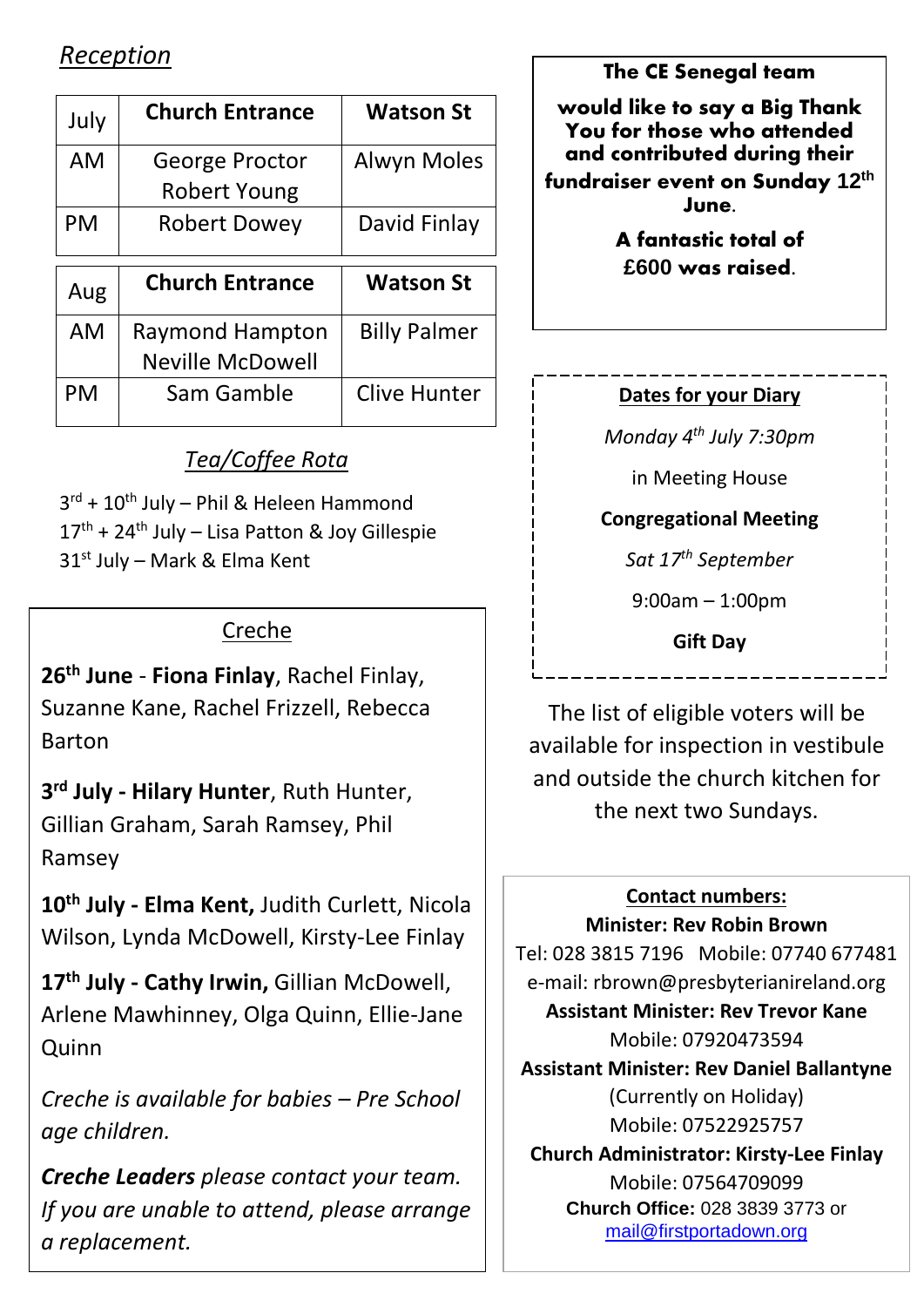## *Reception*

| July | Church Entrance | Watson St |
|---|---|---|
| AM | George Proctor Robert Young | Alwyn Moles |
| PM | Robert Dowey | David Finlay |

| Aug | Church Entrance | Watson St |
|---|---|---|
| AM | Raymond Hampton Neville McDowell | Billy Palmer |
| PM | Sam Gamble | Clive Hunter |

## *Tea/Coffee Rota*

3rd + 10th July – Phil & Heleen Hammond
17th + 24th July – Lisa Patton & Joy Gillespie
31st July – Mark & Elma Kent

## Creche

**26th June** - **Fiona Finlay**, Rachel Finlay, Suzanne Kane, Rachel Frizzell, Rebecca Barton

**3rd July - Hilary Hunter**, Ruth Hunter, Gillian Graham, Sarah Ramsey, Phil Ramsey

**10th July - Elma Kent,** Judith Curlett, Nicola Wilson, Lynda McDowell, Kirsty-Lee Finlay

**17th July - Cathy Irwin,** Gillian McDowell, Arlene Mawhinney, Olga Quinn, Ellie-Jane Quinn

*Creche is available for babies – Pre School age children.*

***Creche Leaders** please contact your team. If you are unable to attend, please arrange a replacement.*

**The CE Senegal team**

**would like to say a Big Thank You for those who attended and contributed during their fundraiser event on Sunday 12th June.**

**A fantastic total of £600 was raised.**

**Dates for your Diary**

*Monday 4th July 7:30pm*

in Meeting House

**Congregational Meeting**

*Sat 17th September*

9:00am – 1:00pm

**Gift Day**

The list of eligible voters will be available for inspection in vestibule and outside the church kitchen for the next two Sundays.

**Contact numbers:**

**Minister: Rev Robin Brown**
Tel: 028 3815 7196 Mobile: 07740 677481
e-mail: rbrown@presbyterianireland.org
**Assistant Minister: Rev Trevor Kane**
Mobile: 07920473594
**Assistant Minister: Rev Daniel Ballantyne**
(Currently on Holiday)
Mobile: 07522925757
**Church Administrator: Kirsty-Lee Finlay**
Mobile: 07564709099
**Church Office:** 028 3839 3773 or
mail@firstportadown.org